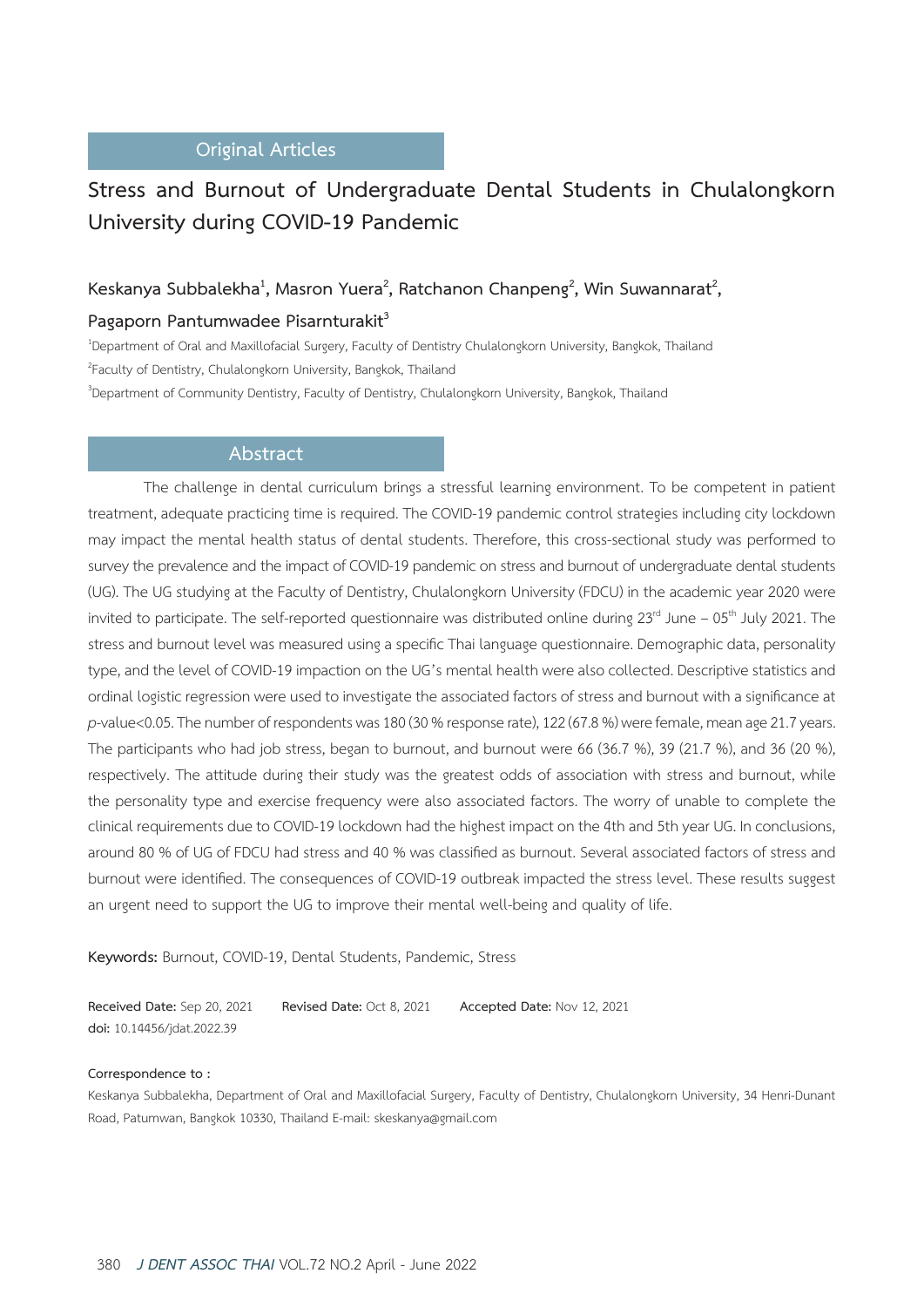Original Articles

# Stress and Burnout of Undergraduate Dental Students in Chulalongkorn University during COVID-19 Pandemic

**Keskanya Subbalekha[1], Masron Yuera[2], Ratchanon Chanpeng[2], Win Suwannarat[2], Pagaporn Pantumwadee Pisarnturakit[3]**

[1]Department of Oral and Maxillofacial Surgery, Faculty of Dentistry Chulalongkorn University, Bangkok, Thailand

[2]Faculty of Dentistry, Chulalongkorn University, Bangkok, Thailand

[3]Department of Community Dentistry, Faculty of Dentistry, Chulalongkorn University, Bangkok, Thailand

## Abstract

The challenge in dental curriculum brings a stressful learning environment. To be competent in patient treatment, adequate practicing time is required. The COVID-19 pandemic control strategies including city lockdown may impact the mental health status of dental students. Therefore, this cross-sectional study was performed to survey the prevalence and the impact of COVID-19 pandemic on stress and burnout of undergraduate dental students (UG). The UG studying at the Faculty of Dentistry, Chulalongkorn University (FDCU) in the academic year 2020 were invited to participate. The self-reported questionnaire was distributed online during 23rd June – 05th July 2021. The stress and burnout level was measured using a specific Thai language questionnaire. Demographic data, personality type, and the level of COVID-19 impaction on the UG's mental health were also collected. Descriptive statistics and ordinal logistic regression were used to investigate the associated factors of stress and burnout with a significance at *p*-value<0.05. The number of respondents was 180 (30 % response rate), 122 (67.8 %) were female, mean age 21.7 years. The participants who had job stress, began to burnout, and burnout were 66 (36.7 %), 39 (21.7 %), and 36 (20 %), respectively. The attitude during their study was the greatest odds of association with stress and burnout, while the personality type and exercise frequency were also associated factors. The worry of unable to complete the clinical requirements due to COVID-19 lockdown had the highest impact on the 4th and 5th year UG. In conclusions, around 80 % of UG of FDCU had stress and 40 % was classified as burnout. Several associated factors of stress and burnout were identified. The consequences of COVID-19 outbreak impacted the stress level. These results suggest an urgent need to support the UG to improve their mental well-being and quality of life.

**Keywords:** Burnout, COVID-19, Dental Students, Pandemic, Stress

**Received Date:** Sep 20, 2021  **Revised Date:** Oct 8, 2021  **Accepted Date:** Nov 12, 2021

**doi:** 10.14456/jdat.2022.39

**Correspondence to :**

Keskanya Subbalekha, Department of Oral and Maxillofacial Surgery, Faculty of Dentistry, Chulalongkorn University, 34 Henri-Dunant Road, Patumwan, Bangkok 10330, Thailand E-mail: skeskanya@gmail.com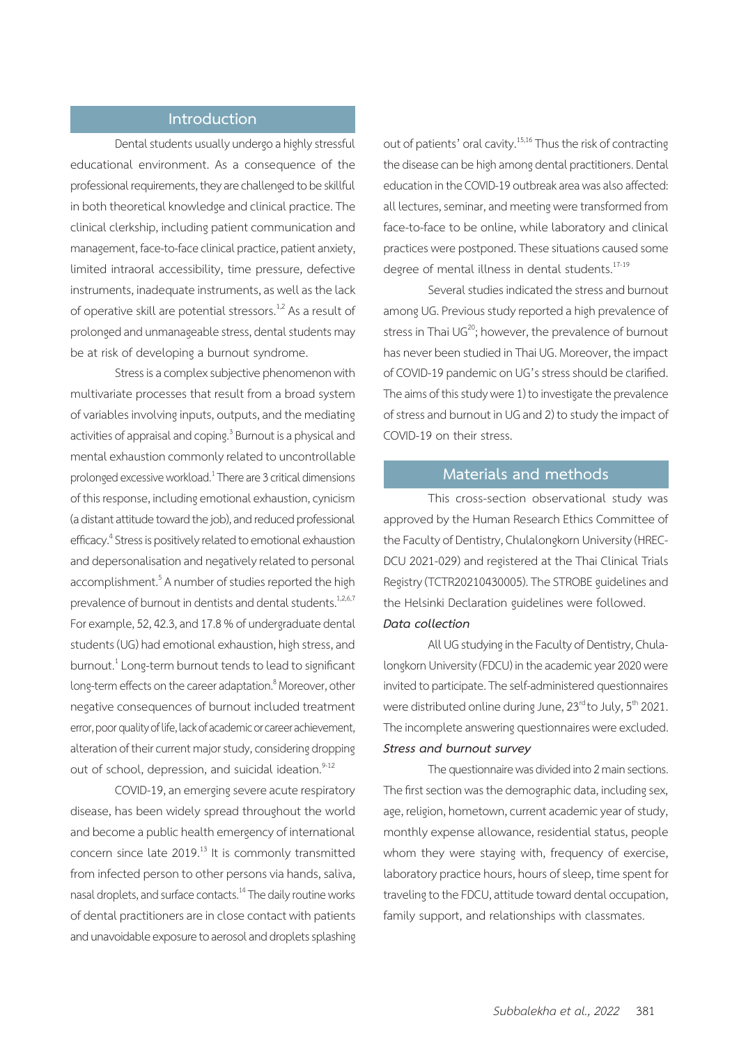## Introduction

Dental students usually undergo a highly stressful educational environment. As a consequence of the professional requirements, they are challenged to be skillful in both theoretical knowledge and clinical practice. The clinical clerkship, including patient communication and management, face-to-face clinical practice, patient anxiety, limited intraoral accessibility, time pressure, defective instruments, inadequate instruments, as well as the lack of operative skill are potential stressors.[1,2] As a result of prolonged and unmanageable stress, dental students may be at risk of developing a burnout syndrome.

Stress is a complex subjective phenomenon with multivariate processes that result from a broad system of variables involving inputs, outputs, and the mediating activities of appraisal and coping.[3] Burnout is a physical and mental exhaustion commonly related to uncontrollable prolonged excessive workload.[1] There are 3 critical dimensions of this response, including emotional exhaustion, cynicism (a distant attitude toward the job), and reduced professional efficacy.[4] Stress is positively related to emotional exhaustion and depersonalisation and negatively related to personal accomplishment.[5] A number of studies reported the high prevalence of burnout in dentists and dental students.[1,2,6,7] For example, 52, 42.3, and 17.8 % of undergraduate dental students (UG) had emotional exhaustion, high stress, and burnout.[1] Long-term burnout tends to lead to significant long-term effects on the career adaptation.[8] Moreover, other negative consequences of burnout included treatment error, poor quality of life, lack of academic or career achievement, alteration of their current major study, considering dropping out of school, depression, and suicidal ideation.[9-12]

COVID-19, an emerging severe acute respiratory disease, has been widely spread throughout the world and become a public health emergency of international concern since late 2019.[13] It is commonly transmitted from infected person to other persons via hands, saliva, nasal droplets, and surface contacts.[14] The daily routine works of dental practitioners are in close contact with patients and unavoidable exposure to aerosol and droplets splashing out of patients' oral cavity.[15,16] Thus the risk of contracting the disease can be high among dental practitioners. Dental education in the COVID-19 outbreak area was also affected: all lectures, seminar, and meeting were transformed from face-to-face to be online, while laboratory and clinical practices were postponed. These situations caused some degree of mental illness in dental students.[17-19]

Several studies indicated the stress and burnout among UG. Previous study reported a high prevalence of stress in Thai UG[20]; however, the prevalence of burnout has never been studied in Thai UG. Moreover, the impact of COVID-19 pandemic on UG's stress should be clarified. The aims of this study were 1) to investigate the prevalence of stress and burnout in UG and 2) to study the impact of COVID-19 on their stress.

## Materials and methods

This cross-section observational study was approved by the Human Research Ethics Committee of the Faculty of Dentistry, Chulalongkorn University (HREC-DCU 2021-029) and registered at the Thai Clinical Trials Registry (TCTR20210430005). The STROBE guidelines and the Helsinki Declaration guidelines were followed.

### *Data collection*

All UG studying in the Faculty of Dentistry, Chulalongkorn University (FDCU) in the academic year 2020 were invited to participate. The self-administered questionnaires were distributed online during June, 23rd to July, 5th 2021. The incomplete answering questionnaires were excluded.

### *Stress and burnout survey*

The questionnaire was divided into 2 main sections. The first section was the demographic data, including sex, age, religion, hometown, current academic year of study, monthly expense allowance, residential status, people whom they were staying with, frequency of exercise, laboratory practice hours, hours of sleep, time spent for traveling to the FDCU, attitude toward dental occupation, family support, and relationships with classmates.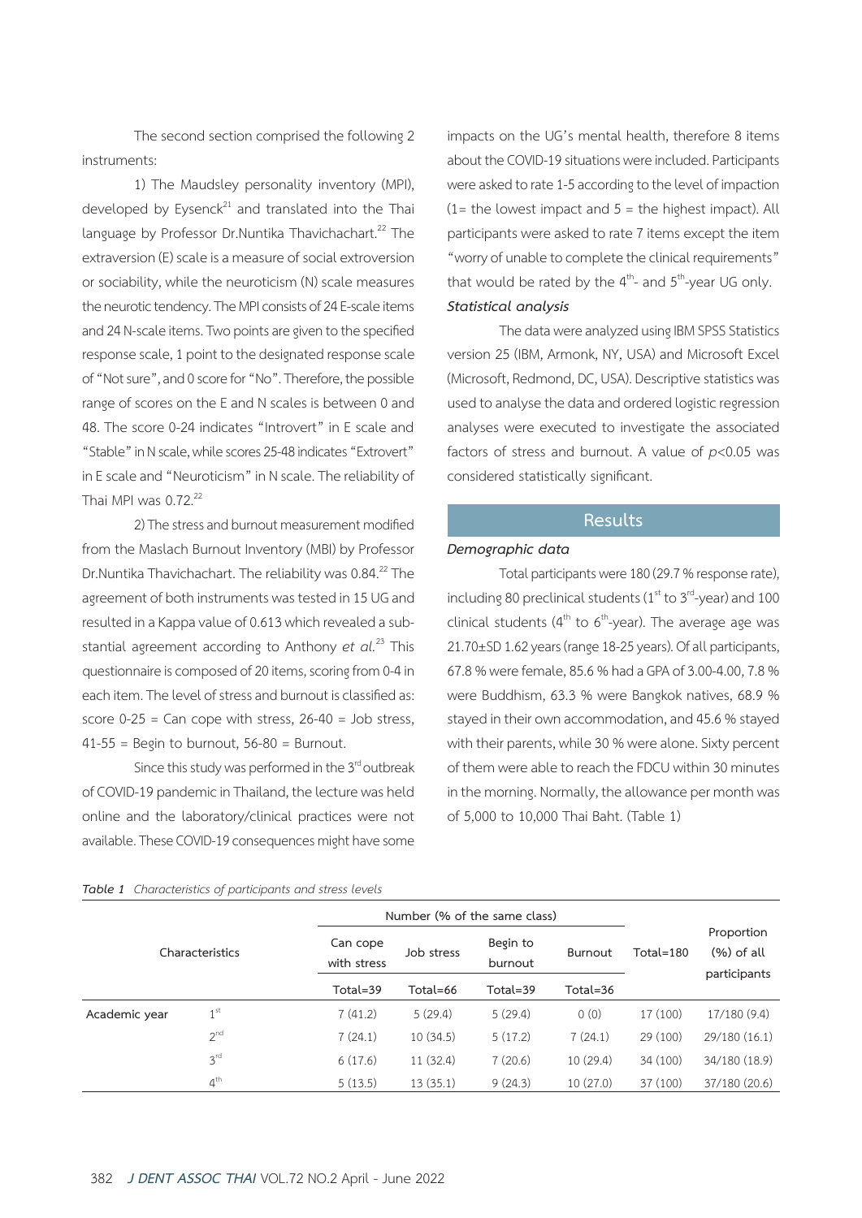The second section comprised the following 2 instruments:

1) The Maudsley personality inventory (MPI), developed by Eysenck[21] and translated into the Thai language by Professor Dr.Nuntika Thavichachart.[22] The extraversion (E) scale is a measure of social extroversion or sociability, while the neuroticism (N) scale measures the neurotic tendency. The MPI consists of 24 E-scale items and 24 N-scale items. Two points are given to the specified response scale, 1 point to the designated response scale of "Not sure", and 0 score for "No". Therefore, the possible range of scores on the E and N scales is between 0 and 48. The score 0-24 indicates "Introvert" in E scale and "Stable" in N scale, while scores 25-48 indicates "Extrovert" in E scale and "Neuroticism" in N scale. The reliability of Thai MPI was 0.72.[22]

2) The stress and burnout measurement modified from the Maslach Burnout Inventory (MBI) by Professor Dr.Nuntika Thavichachart. The reliability was 0.84.[22] The agreement of both instruments was tested in 15 UG and resulted in a Kappa value of 0.613 which revealed a substantial agreement according to Anthony *et al.*[23] This questionnaire is composed of 20 items, scoring from 0-4 in each item. The level of stress and burnout is classified as: score 0-25 = Can cope with stress, 26-40 = Job stress, 41-55 = Begin to burnout, 56-80 = Burnout.

Since this study was performed in the 3rd outbreak of COVID-19 pandemic in Thailand, the lecture was held online and the laboratory/clinical practices were not available. These COVID-19 consequences might have some impacts on the UG's mental health, therefore 8 items about the COVID-19 situations were included. Participants were asked to rate 1-5 according to the level of impaction (1= the lowest impact and 5 = the highest impact). All participants were asked to rate 7 items except the item "worry of unable to complete the clinical requirements" that would be rated by the 4th- and 5th-year UG only.

***Statistical analysis***

The data were analyzed using IBM SPSS Statistics version 25 (IBM, Armonk, NY, USA) and Microsoft Excel (Microsoft, Redmond, DC, USA). Descriptive statistics was used to analyse the data and ordered logistic regression analyses were executed to investigate the associated factors of stress and burnout. A value of $p<0.05$ was considered statistically significant.

## Results

***Demographic data***

Total participants were 180 (29.7 % response rate), including 80 preclinical students (1st to 3rd-year) and 100 clinical students (4th to 6th-year). The average age was 21.70±SD 1.62 years (range 18-25 years). Of all participants, 67.8 % were female, 85.6 % had a GPA of 3.00-4.00, 7.8 % were Buddhism, 63.3 % were Bangkok natives, 68.9 % stayed in their own accommodation, and 45.6 % stayed with their parents, while 30 % were alone. Sixty percent of them were able to reach the FDCU within 30 minutes in the morning. Normally, the allowance per month was of 5,000 to 10,000 Thai Baht. (Table 1)

*Table 1 Characteristics of participants and stress levels*

| Characteristics | | Number (% of the same class) | | | | Total=180 | Proportion (%) of all participants |
|---|---|---|---|---|---|---|---|
| | | Can cope with stress | Job stress | Begin to burnout | Burnout | | |
| | | Total=39 | Total=66 | Total=39 | Total=36 | | |
| Academic year | 1st | 7 (41.2) | 5 (29.4) | 5 (29.4) | 0 (0) | 17 (100) | 17/180 (9.4) |
| | 2nd | 7 (24.1) | 10 (34.5) | 5 (17.2) | 7 (24.1) | 29 (100) | 29/180 (16.1) |
| | 3rd | 6 (17.6) | 11 (32.4) | 7 (20.6) | 10 (29.4) | 34 (100) | 34/180 (18.9) |
| | 4th | 5 (13.5) | 13 (35.1) | 9 (24.3) | 10 (27.0) | 37 (100) | 37/180 (20.6) |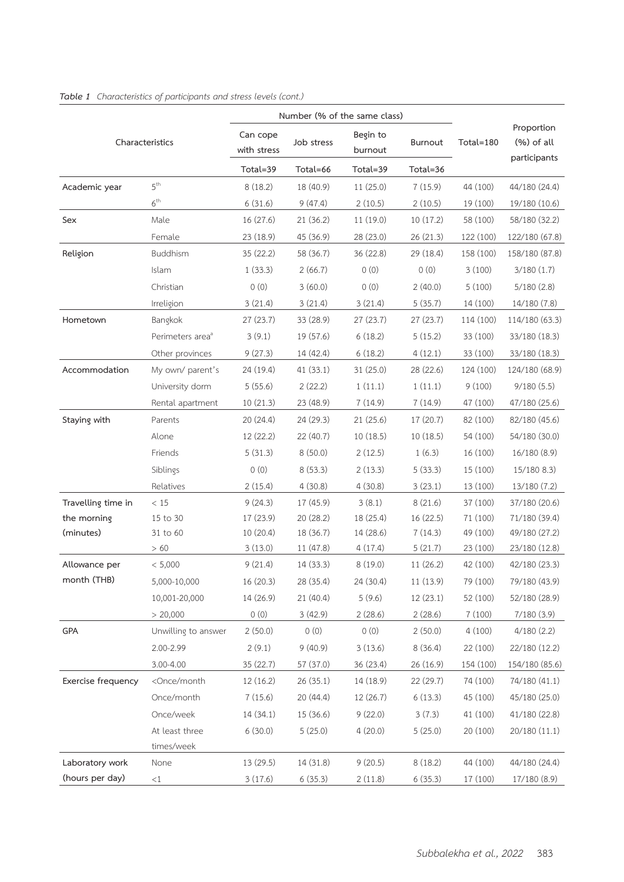*Table 1 Characteristics of participants and stress levels (cont.)*

| Characteristics | | Number (% of the same class) | | | | Total=180 | Proportion (%) of all participants |
|---|---|---|---|---|---|---|---|
| | | Can cope with stress | Job stress | Begin to burnout | Burnout | | |
| | | Total=39 | Total=66 | Total=39 | Total=36 | | |
| Academic year | 5th | 8 (18.2) | 18 (40.9) | 11 (25.0) | 7 (15.9) | 44 (100) | 44/180 (24.4) |
| | 6th | 6 (31.6) | 9 (47.4) | 2 (10.5) | 2 (10.5) | 19 (100) | 19/180 (10.6) |
| Sex | Male | 16 (27.6) | 21 (36.2) | 11 (19.0) | 10 (17.2) | 58 (100) | 58/180 (32.2) |
| | Female | 23 (18.9) | 45 (36.9) | 28 (23.0) | 26 (21.3) | 122 (100) | 122/180 (67.8) |
| Religion | Buddhism | 35 (22.2) | 58 (36.7) | 36 (22.8) | 29 (18.4) | 158 (100) | 158/180 (87.8) |
| | Islam | 1 (33.3) | 2 (66.7) | 0 (0) | 0 (0) | 3 (100) | 3/180 (1.7) |
| | Christian | 0 (0) | 3 (60.0) | 0 (0) | 2 (40.0) | 5 (100) | 5/180 (2.8) |
| | Irreligion | 3 (21.4) | 3 (21.4) | 3 (21.4) | 5 (35.7) | 14 (100) | 14/180 (7.8) |
| Hometown | Bangkok | 27 (23.7) | 33 (28.9) | 27 (23.7) | 27 (23.7) | 114 (100) | 114/180 (63.3) |
| | Perimeters area[a] | 3 (9.1) | 19 (57.6) | 6 (18.2) | 5 (15.2) | 33 (100) | 33/180 (18.3) |
| | Other provinces | 9 (27.3) | 14 (42.4) | 6 (18.2) | 4 (12.1) | 33 (100) | 33/180 (18.3) |
| Accommodation | My own/ parent's | 24 (19.4) | 41 (33.1) | 31 (25.0) | 28 (22.6) | 124 (100) | 124/180 (68.9) |
| | University dorm | 5 (55.6) | 2 (22.2) | 1 (11.1) | 1 (11.1) | 9 (100) | 9/180 (5.5) |
| | Rental apartment | 10 (21.3) | 23 (48.9) | 7 (14.9) | 7 (14.9) | 47 (100) | 47/180 (25.6) |
| Staying with | Parents | 20 (24.4) | 24 (29.3) | 21 (25.6) | 17 (20.7) | 82 (100) | 82/180 (45.6) |
| | Alone | 12 (22.2) | 22 (40.7) | 10 (18.5) | 10 (18.5) | 54 (100) | 54/180 (30.0) |
| | Friends | 5 (31.3) | 8 (50.0) | 2 (12.5) | 1 (6.3) | 16 (100) | 16/180 (8.9) |
| | Siblings | 0 (0) | 8 (53.3) | 2 (13.3) | 5 (33.3) | 15 (100) | 15/180 8.3) |
| | Relatives | 2 (15.4) | 4 (30.8) | 4 (30.8) | 3 (23.1) | 13 (100) | 13/180 (7.2) |
| Travelling time in the morning (minutes) | < 15 | 9 (24.3) | 17 (45.9) | 3 (8.1) | 8 (21.6) | 37 (100) | 37/180 (20.6) |
| | 15 to 30 | 17 (23.9) | 20 (28.2) | 18 (25.4) | 16 (22.5) | 71 (100) | 71/180 (39.4) |
| | 31 to 60 | 10 (20.4) | 18 (36.7) | 14 (28.6) | 7 (14.3) | 49 (100) | 49/180 (27.2) |
| | > 60 | 3 (13.0) | 11 (47.8) | 4 (17.4) | 5 (21.7) | 23 (100) | 23/180 (12.8) |
| Allowance per month (THB) | < 5,000 | 9 (21.4) | 14 (33.3) | 8 (19.0) | 11 (26.2) | 42 (100) | 42/180 (23.3) |
| | 5,000-10,000 | 16 (20.3) | 28 (35.4) | 24 (30.4) | 11 (13.9) | 79 (100) | 79/180 (43.9) |
| | 10,001-20,000 | 14 (26.9) | 21 (40.4) | 5 (9.6) | 12 (23.1) | 52 (100) | 52/180 (28.9) |
| | > 20,000 | 0 (0) | 3 (42.9) | 2 (28.6) | 2 (28.6) | 7 (100) | 7/180 (3.9) |
| GPA | Unwilling to answer | 2 (50.0) | 0 (0) | 0 (0) | 2 (50.0) | 4 (100) | 4/180 (2.2) |
| | 2.00-2.99 | 2 (9.1) | 9 (40.9) | 3 (13.6) | 8 (36.4) | 22 (100) | 22/180 (12.2) |
| | 3.00-4.00 | 35 (22.7) | 57 (37.0) | 36 (23.4) | 26 (16.9) | 154 (100) | 154/180 (85.6) |
| Exercise frequency | <Once/month | 12 (16.2) | 26 (35.1) | 14 (18.9) | 22 (29.7) | 74 (100) | 74/180 (41.1) |
| | Once/month | 7 (15.6) | 20 (44.4) | 12 (26.7) | 6 (13.3) | 45 (100) | 45/180 (25.0) |
| | Once/week | 14 (34.1) | 15 (36.6) | 9 (22.0) | 3 (7.3) | 41 (100) | 41/180 (22.8) |
| | At least three times/week | 6 (30.0) | 5 (25.0) | 4 (20.0) | 5 (25.0) | 20 (100) | 20/180 (11.1) |
| Laboratory work (hours per day) | None | 13 (29.5) | 14 (31.8) | 9 (20.5) | 8 (18.2) | 44 (100) | 44/180 (24.4) |
| | <1 | 3 (17.6) | 6 (35.3) | 2 (11.8) | 6 (35.3) | 17 (100) | 17/180 (8.9) |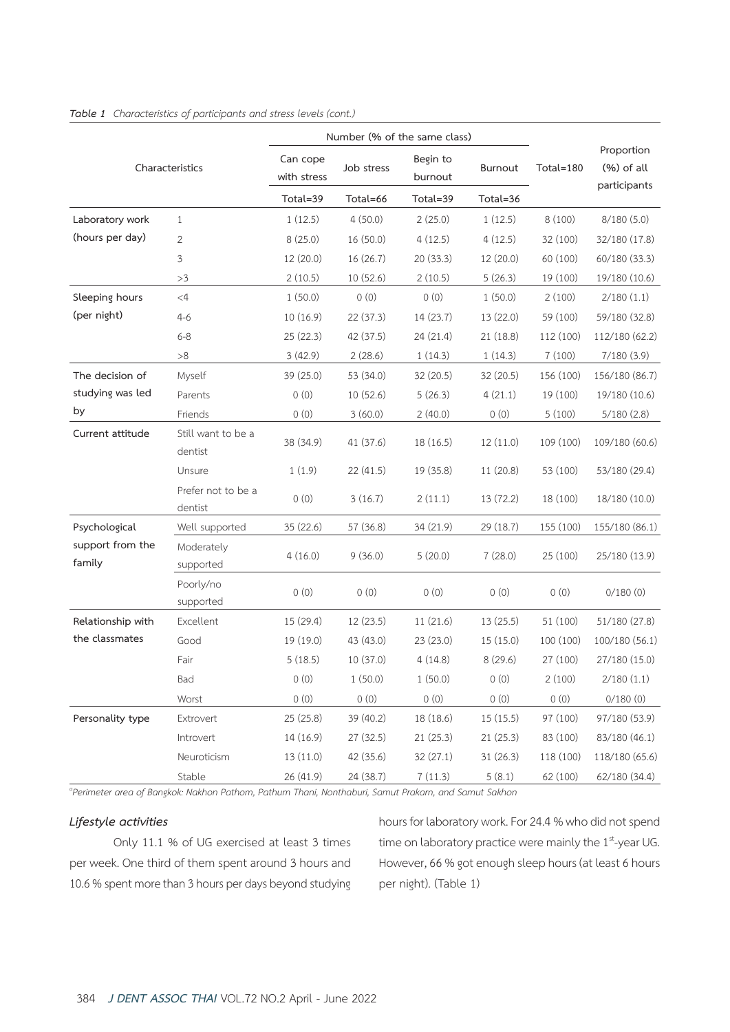*Table 1 Characteristics of participants and stress levels (cont.)*

| Characteristics | | Number (% of the same class) | | | | Total=180 | Proportion (%) of all participants |
|---|---|---|---|---|---|---|---|
| | | Can cope with stress | Job stress | Begin to burnout | Burnout | | |
| | | Total=39 | Total=66 | Total=39 | Total=36 | | |
| Laboratory work (hours per day) | 1 | 1 (12.5) | 4 (50.0) | 2 (25.0) | 1 (12.5) | 8 (100) | 8/180 (5.0) |
| | 2 | 8 (25.0) | 16 (50.0) | 4 (12.5) | 4 (12.5) | 32 (100) | 32/180 (17.8) |
| | 3 | 12 (20.0) | 16 (26.7) | 20 (33.3) | 12 (20.0) | 60 (100) | 60/180 (33.3) |
| | >3 | 2 (10.5) | 10 (52.6) | 2 (10.5) | 5 (26.3) | 19 (100) | 19/180 (10.6) |
| Sleeping hours (per night) | <4 | 1 (50.0) | 0 (0) | 0 (0) | 1 (50.0) | 2 (100) | 2/180 (1.1) |
| | 4-6 | 10 (16.9) | 22 (37.3) | 14 (23.7) | 13 (22.0) | 59 (100) | 59/180 (32.8) |
| | 6-8 | 25 (22.3) | 42 (37.5) | 24 (21.4) | 21 (18.8) | 112 (100) | 112/180 (62.2) |
| | >8 | 3 (42.9) | 2 (28.6) | 1 (14.3) | 1 (14.3) | 7 (100) | 7/180 (3.9) |
| The decision of studying was led by | Myself | 39 (25.0) | 53 (34.0) | 32 (20.5) | 32 (20.5) | 156 (100) | 156/180 (86.7) |
| | Parents | 0 (0) | 10 (52.6) | 5 (26.3) | 4 (21.1) | 19 (100) | 19/180 (10.6) |
| | Friends | 0 (0) | 3 (60.0) | 2 (40.0) | 0 (0) | 5 (100) | 5/180 (2.8) |
| Current attitude | Still want to be a dentist | 38 (34.9) | 41 (37.6) | 18 (16.5) | 12 (11.0) | 109 (100) | 109/180 (60.6) |
| | Unsure | 1 (1.9) | 22 (41.5) | 19 (35.8) | 11 (20.8) | 53 (100) | 53/180 (29.4) |
| | Prefer not to be a dentist | 0 (0) | 3 (16.7) | 2 (11.1) | 13 (72.2) | 18 (100) | 18/180 (10.0) |
| Psychological support from the family | Well supported | 35 (22.6) | 57 (36.8) | 34 (21.9) | 29 (18.7) | 155 (100) | 155/180 (86.1) |
| | Moderately supported | 4 (16.0) | 9 (36.0) | 5 (20.0) | 7 (28.0) | 25 (100) | 25/180 (13.9) |
| | Poorly/no supported | 0 (0) | 0 (0) | 0 (0) | 0 (0) | 0 (0) | 0/180 (0) |
| Relationship with the classmates | Excellent | 15 (29.4) | 12 (23.5) | 11 (21.6) | 13 (25.5) | 51 (100) | 51/180 (27.8) |
| | Good | 19 (19.0) | 43 (43.0) | 23 (23.0) | 15 (15.0) | 100 (100) | 100/180 (56.1) |
| | Fair | 5 (18.5) | 10 (37.0) | 4 (14.8) | 8 (29.6) | 27 (100) | 27/180 (15.0) |
| | Bad | 0 (0) | 1 (50.0) | 1 (50.0) | 0 (0) | 2 (100) | 2/180 (1.1) |
| | Worst | 0 (0) | 0 (0) | 0 (0) | 0 (0) | 0 (0) | 0/180 (0) |
| Personality type | Extrovert | 25 (25.8) | 39 (40.2) | 18 (18.6) | 15 (15.5) | 97 (100) | 97/180 (53.9) |
| | Introvert | 14 (16.9) | 27 (32.5) | 21 (25.3) | 21 (25.3) | 83 (100) | 83/180 (46.1) |
| | Neuroticism | 13 (11.0) | 42 (35.6) | 32 (27.1) | 31 (26.3) | 118 (100) | 118/180 (65.6) |
| | Stable | 26 (41.9) | 24 (38.7) | 7 (11.3) | 5 (8.1) | 62 (100) | 62/180 (34.4) |

[a]*Perimeter area of Bangkok: Nakhon Pathom, Pathum Thani, Nonthaburi, Samut Prakarn, and Samut Sakhon*

### *Lifestyle activities*

Only 11.1 % of UG exercised at least 3 times per week. One third of them spent around 3 hours and 10.6 % spent more than 3 hours per days beyond studying hours for laboratory work. For 24.4 % who did not spend time on laboratory practice were mainly the 1st-year UG. However, 66 % got enough sleep hours (at least 6 hours per night). (Table 1)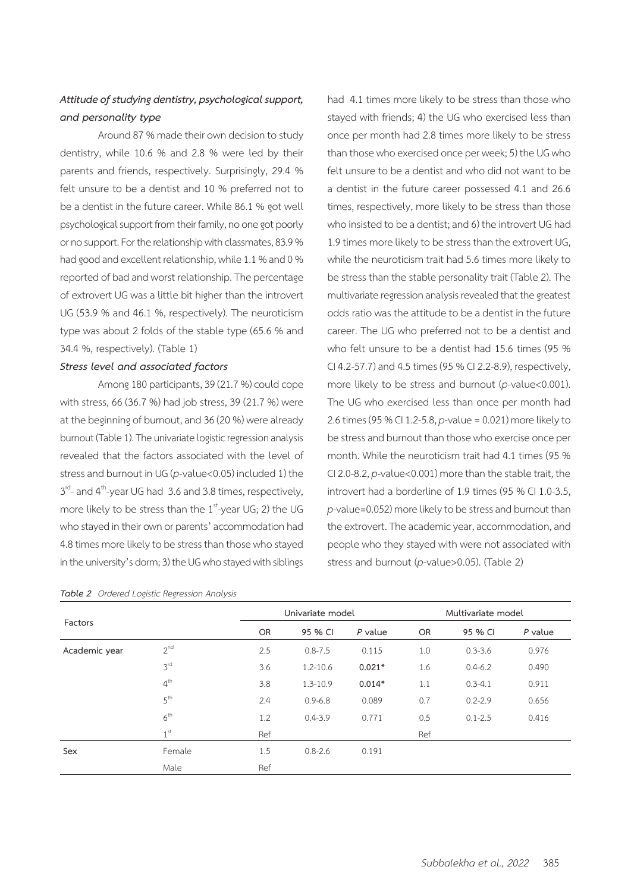### *Attitude of studying dentistry, psychological support, and personality type*

Around 87 % made their own decision to study dentistry, while 10.6 % and 2.8 % were led by their parents and friends, respectively. Surprisingly, 29.4 % felt unsure to be a dentist and 10 % preferred not to be a dentist in the future career. While 86.1 % got well psychological support from their family, no one got poorly or no support. For the relationship with classmates, 83.9 % had good and excellent relationship, while 1.1 % and 0 % reported of bad and worst relationship. The percentage of extrovert UG was a little bit higher than the introvert UG (53.9 % and 46.1 %, respectively). The neuroticism type was about 2 folds of the stable type (65.6 % and 34.4 %, respectively). (Table 1)

### *Stress level and associated factors*

Among 180 participants, 39 (21.7 %) could cope with stress, 66 (36.7 %) had job stress, 39 (21.7 %) were at the beginning of burnout, and 36 (20 %) were already burnout (Table 1). The univariate logistic regression analysis revealed that the factors associated with the level of stress and burnout in UG (*p*-value<0.05) included 1) the 3rd- and 4th-year UG had 3.6 and 3.8 times, respectively, more likely to be stress than the 1st-year UG; 2) the UG who stayed in their own or parents' accommodation had 4.8 times more likely to be stress than those who stayed in the university's dorm; 3) the UG who stayed with siblings had 4.1 times more likely to be stress than those who stayed with friends; 4) the UG who exercised less than once per month had 2.8 times more likely to be stress than those who exercised once per week; 5) the UG who felt unsure to be a dentist and who did not want to be a dentist in the future career possessed 4.1 and 26.6 times, respectively, more likely to be stress than those who insisted to be a dentist; and 6) the introvert UG had 1.9 times more likely to be stress than the extrovert UG, while the neuroticism trait had 5.6 times more likely to be stress than the stable personality trait (Table 2). The multivariate regression analysis revealed that the greatest odds ratio was the attitude to be a dentist in the future career. The UG who preferred not to be a dentist and who felt unsure to be a dentist had 15.6 times (95 % CI 4.2-57.7) and 4.5 times (95 % CI 2.2-8.9), respectively, more likely to be stress and burnout (*p*-value<0.001). The UG who exercised less than once per month had 2.6 times (95 % CI 1.2-5.8, *p*-value = 0.021) more likely to be stress and burnout than those who exercise once per month. While the neuroticism trait had 4.1 times (95 % CI 2.0-8.2, *p*-value<0.001) more than the stable trait, the introvert had a borderline of 1.9 times (95 % CI 1.0-3.5, *p*-value=0.052) more likely to be stress and burnout than the extrovert. The academic year, accommodation, and people who they stayed with were not associated with stress and burnout (*p*-value>0.05). (Table 2)

*Table 2 Ordered Logistic Regression Analysis*

| Factors | | Univariate model | | | Multivariate model | | |
|---|---|---|---|---|---|---|---|
| | | OR | 95 % CI | *P* value | OR | 95 % CI | *P* value |
| Academic year | 2nd | 2.5 | 0.8-7.5 | 0.115 | 1.0 | 0.3-3.6 | 0.976 |
| | 3rd | 3.6 | 1.2-10.6 | **0.021*** | 1.6 | 0.4-6.2 | 0.490 |
| | 4th | 3.8 | 1.3-10.9 | **0.014*** | 1.1 | 0.3-4.1 | 0.911 |
| | 5th | 2.4 | 0.9-6.8 | 0.089 | 0.7 | 0.2-2.9 | 0.656 |
| | 6th | 1.2 | 0.4-3.9 | 0.771 | 0.5 | 0.1-2.5 | 0.416 |
| | 1st | Ref | | | Ref | | |
| Sex | Female | 1.5 | 0.8-2.6 | 0.191 | | | |
| | Male | Ref | | | | | |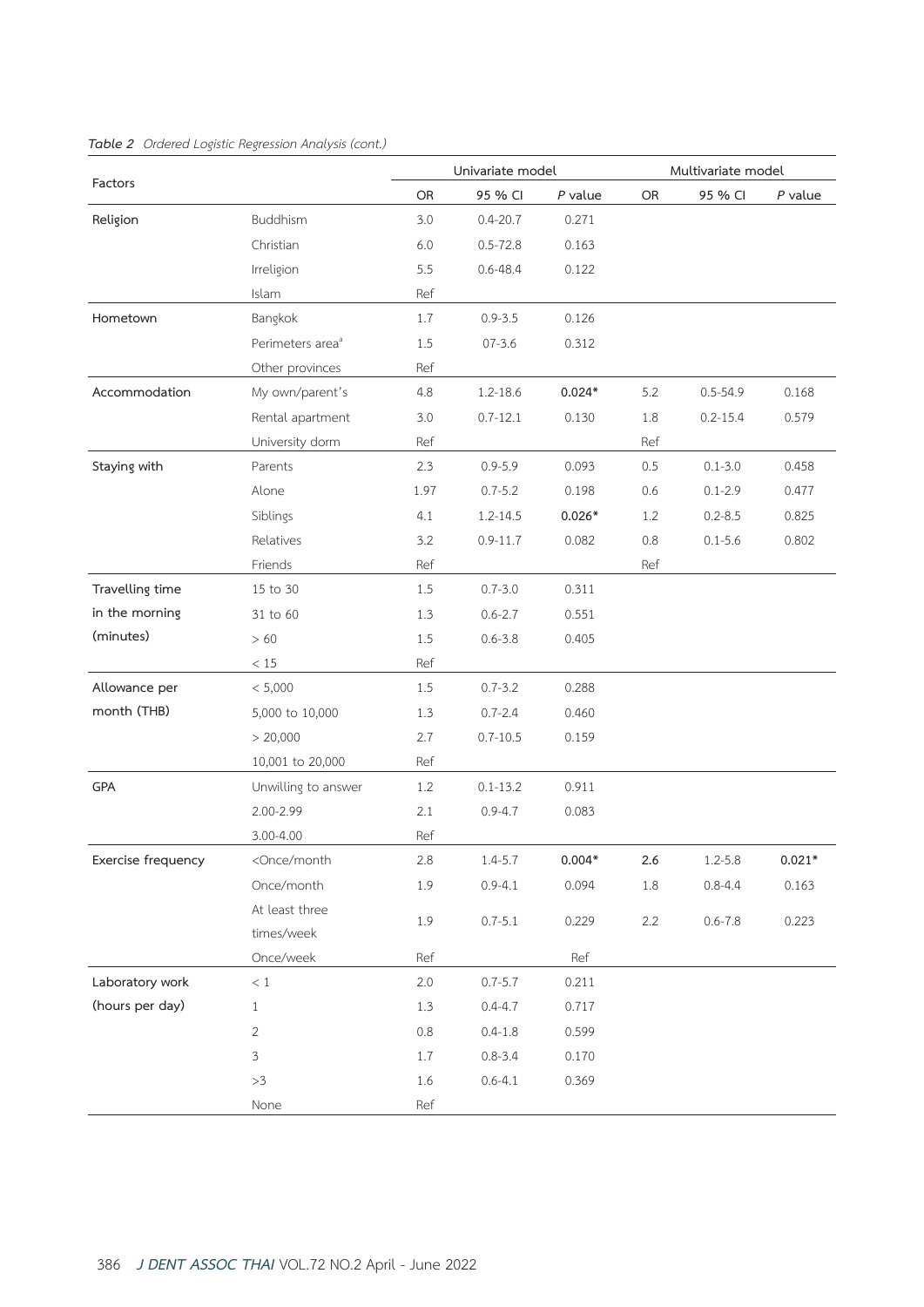*Table 2 Ordered Logistic Regression Analysis (cont.)*

| Factors | | Univariate model | | | Multivariate model | | |
|---|---|---|---|---|---|---|---|
| | | OR | 95 % CI | *P* value | OR | 95 % CI | *P* value |
| Religion | Buddhism | 3.0 | 0.4-20.7 | 0.271 | | | |
| | Christian | 6.0 | 0.5-72.8 | 0.163 | | | |
| | Irreligion | 5.5 | 0.6-48.4 | 0.122 | | | |
| | Islam | Ref | | | | | |
| Hometown | Bangkok | 1.7 | 0.9-3.5 | 0.126 | | | |
| | Perimeters area[a] | 1.5 | 07-3.6 | 0.312 | | | |
| | Other provinces | Ref | | | | | |
| Accommodation | My own/parent's | 4.8 | 1.2-18.6 | **0.024*** | 5.2 | 0.5-54.9 | 0.168 |
| | Rental apartment | 3.0 | 0.7-12.1 | 0.130 | 1.8 | 0.2-15.4 | 0.579 |
| | University dorm | Ref | | | Ref | | |
| Staying with | Parents | 2.3 | 0.9-5.9 | 0.093 | 0.5 | 0.1-3.0 | 0.458 |
| | Alone | 1.97 | 0.7-5.2 | 0.198 | 0.6 | 0.1-2.9 | 0.477 |
| | Siblings | 4.1 | 1.2-14.5 | **0.026*** | 1.2 | 0.2-8.5 | 0.825 |
| | Relatives | 3.2 | 0.9-11.7 | 0.082 | 0.8 | 0.1-5.6 | 0.802 |
| | Friends | Ref | | | Ref | | |
| Travelling time in the morning (minutes) | 15 to 30 | 1.5 | 0.7-3.0 | 0.311 | | | |
| | 31 to 60 | 1.3 | 0.6-2.7 | 0.551 | | | |
| | > 60 | 1.5 | 0.6-3.8 | 0.405 | | | |
| | < 15 | Ref | | | | | |
| Allowance per month (THB) | < 5,000 | 1.5 | 0.7-3.2 | 0.288 | | | |
| | 5,000 to 10,000 | 1.3 | 0.7-2.4 | 0.460 | | | |
| | > 20,000 | 2.7 | 0.7-10.5 | 0.159 | | | |
| | 10,001 to 20,000 | Ref | | | | | |
| GPA | Unwilling to answer | 1.2 | 0.1-13.2 | 0.911 | | | |
| | 2.00-2.99 | 2.1 | 0.9-4.7 | 0.083 | | | |
| | 3.00-4.00 | Ref | | | | | |
| Exercise frequency | <Once/month | 2.8 | 1.4-5.7 | **0.004*** | **2.6** | 1.2-5.8 | **0.021*** |
| | Once/month | 1.9 | 0.9-4.1 | 0.094 | 1.8 | 0.8-4.4 | 0.163 |
| | At least three times/week | 1.9 | 0.7-5.1 | 0.229 | 2.2 | 0.6-7.8 | 0.223 |
| | Once/week | Ref | | Ref | | | |
| Laboratory work (hours per day) | < 1 | 2.0 | 0.7-5.7 | 0.211 | | | |
| | 1 | 1.3 | 0.4-4.7 | 0.717 | | | |
| | 2 | 0.8 | 0.4-1.8 | 0.599 | | | |
| | 3 | 1.7 | 0.8-3.4 | 0.170 | | | |
| | >3 | 1.6 | 0.6-4.1 | 0.369 | | | |
| | None | Ref | | | | | |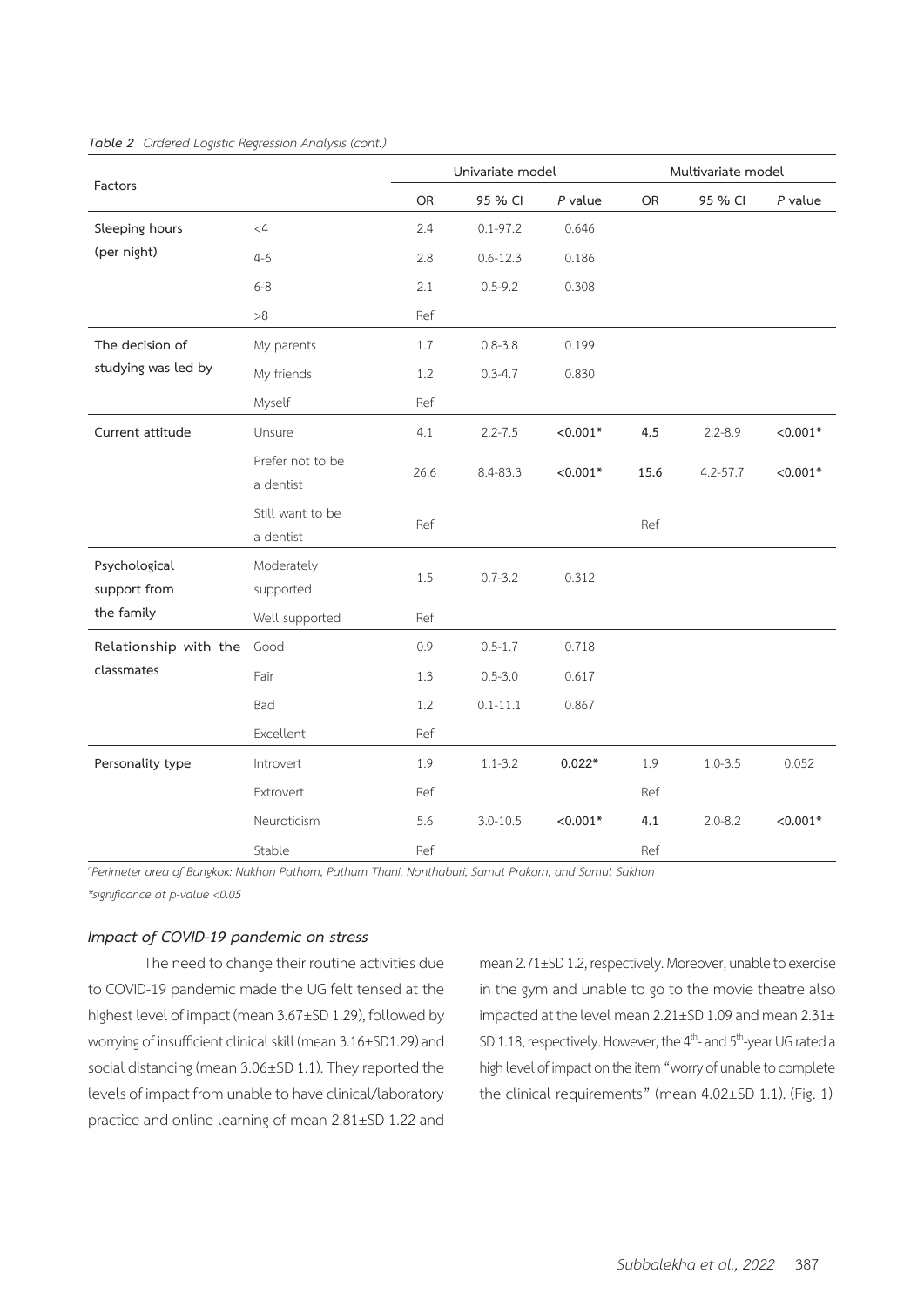*Table 2 Ordered Logistic Regression Analysis (cont.)*

| Factors | | Univariate model | | | Multivariate model | | |
|---|---|---|---|---|---|---|---|
| | | OR | 95 % CI | *P* value | OR | 95 % CI | *P* value |
| Sleeping hours (per night) | <4 | 2.4 | 0.1-97.2 | 0.646 | | | |
| | 4-6 | 2.8 | 0.6-12.3 | 0.186 | | | |
| | 6-8 | 2.1 | 0.5-9.2 | 0.308 | | | |
| | >8 | Ref | | | | | |
| The decision of studying was led by | My parents | 1.7 | 0.8-3.8 | 0.199 | | | |
| | My friends | 1.2 | 0.3-4.7 | 0.830 | | | |
| | Myself | Ref | | | | | |
| Current attitude | Unsure | 4.1 | 2.2-7.5 | **<0.001*** | **4.5** | 2.2-8.9 | **<0.001*** |
| | Prefer not to be a dentist | 26.6 | 8.4-83.3 | **<0.001*** | **15.6** | 4.2-57.7 | **<0.001*** |
| | Still want to be a dentist | Ref | | | Ref | | |
| Psychological support from the family | Moderately supported | 1.5 | 0.7-3.2 | 0.312 | | | |
| | Well supported | Ref | | | | | |
| Relationship with the classmates | Good | 0.9 | 0.5-1.7 | 0.718 | | | |
| | Fair | 1.3 | 0.5-3.0 | 0.617 | | | |
| | Bad | 1.2 | 0.1-11.1 | 0.867 | | | |
| | Excellent | Ref | | | | | |
| Personality type | Introvert | 1.9 | 1.1-3.2 | **0.022*** | 1.9 | 1.0-3.5 | 0.052 |
| | Extrovert | Ref | | | Ref | | |
| | Neuroticism | 5.6 | 3.0-10.5 | **<0.001*** | **4.1** | 2.0-8.2 | **<0.001*** |
| | Stable | Ref | | | Ref | | |

*[a]Perimeter area of Bangkok: Nakhon Pathom, Pathum Thani, Nonthaburi, Samut Prakarn, and Samut Sakhon*

*\*significance at p-value <0.05*

### *Impact of COVID-19 pandemic on stress*

The need to change their routine activities due to COVID-19 pandemic made the UG felt tensed at the highest level of impact (mean 3.67±SD 1.29), followed by worrying of insufficient clinical skill (mean 3.16±SD1.29) and social distancing (mean 3.06±SD 1.1). They reported the levels of impact from unable to have clinical/laboratory practice and online learning of mean 2.81±SD 1.22 and mean 2.71±SD 1.2, respectively. Moreover, unable to exercise in the gym and unable to go to the movie theatre also impacted at the level mean 2.21±SD 1.09 and mean 2.31± SD 1.18, respectively. However, the 4[th]- and 5[th]-year UG rated a high level of impact on the item "worry of unable to complete the clinical requirements" (mean 4.02±SD 1.1). (Fig. 1)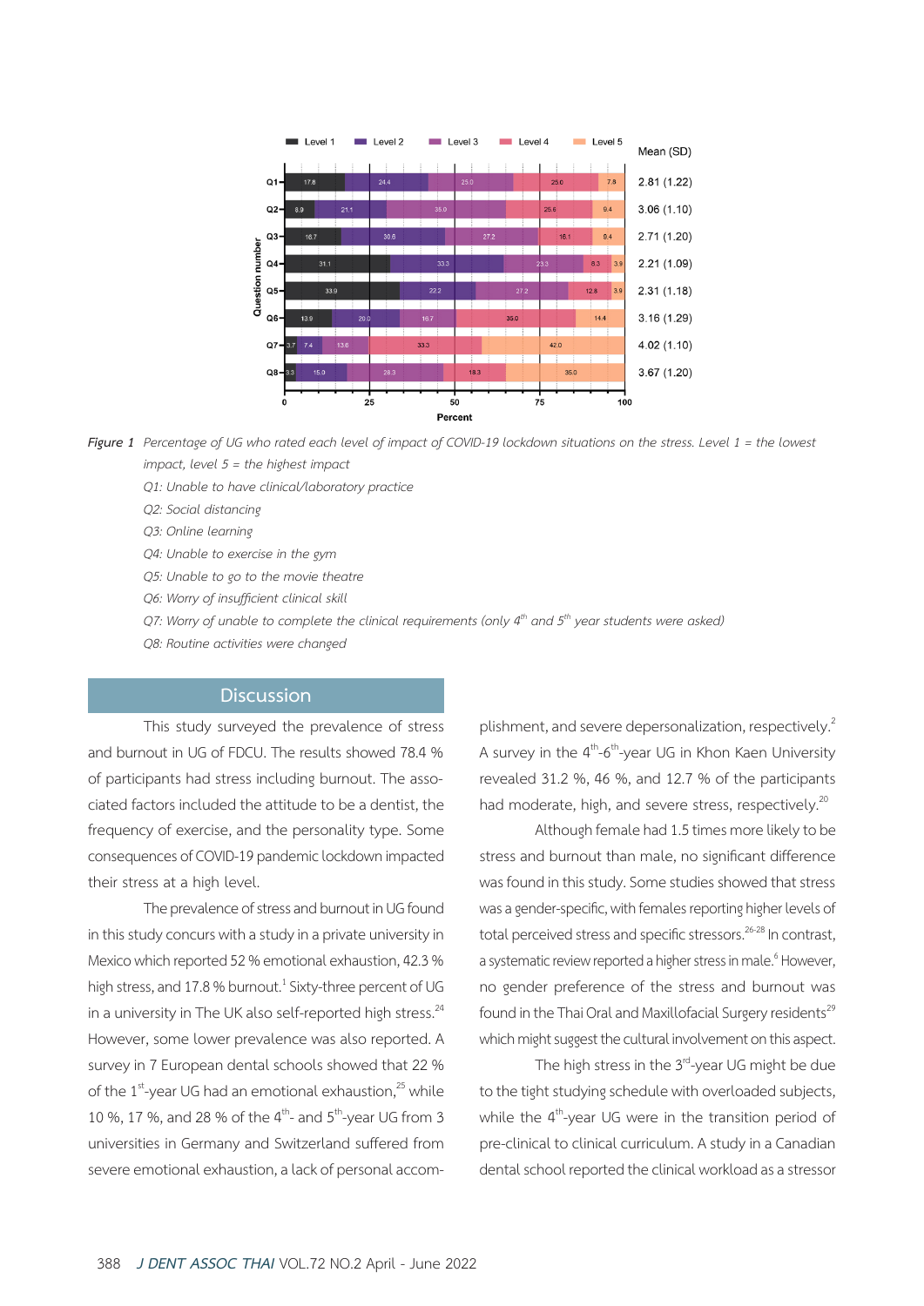| Question number | Level 1 | Level 2 | Level 3 | Level 4 | Level 5 | Mean (SD) |
|---|---|---|---|---|---|---|
| Q1 | 17.8 | 24.4 | 25.0 | 25.0 | 7.8 | 2.81 (1.22) |
| Q2 | 8.9 | 21.1 | 35.0 | 25.6 | 9.4 | 3.06 (1.10) |
| Q3 | 16.7 | 30.6 | 27.2 | 16.1 | 9.4 | 2.71 (1.20) |
| Q4 | 31.1 | 33.3 | 23.3 | 8.3 | 3.9 | 2.21 (1.09) |
| Q5 | 33.9 | 22.2 | 27.2 | 12.8 | 3.9 | 2.31 (1.18) |
| Q6 | 13.9 | 20.0 | 16.7 | 35.0 | 14.4 | 3.16 (1.29) |
| Q7 | 3.7 | 7.4 | 13.6 | 33.3 | 42.0 | 4.02 (1.10) |
| Q8 | 3.3 | 15.0 | 28.3 | 18.3 | 35.0 | 3.67 (1.20) |

*Figure 1 Percentage of UG who rated each level of impact of COVID-19 lockdown situations on the stress. Level 1 = the lowest impact, level 5 = the highest impact*

*Q1: Unable to have clinical/laboratory practice*

*Q2: Social distancing*

*Q3: Online learning*

*Q4: Unable to exercise in the gym*

*Q5: Unable to go to the movie theatre*

*Q6: Worry of insufficient clinical skill*

*Q7: Worry of unable to complete the clinical requirements (only 4th and 5th year students were asked)*

*Q8: Routine activities were changed*

## Discussion

This study surveyed the prevalence of stress and burnout in UG of FDCU. The results showed 78.4 % of participants had stress including burnout. The associated factors included the attitude to be a dentist, the frequency of exercise, and the personality type. Some consequences of COVID-19 pandemic lockdown impacted their stress at a high level.

The prevalence of stress and burnout in UG found in this study concurs with a study in a private university in Mexico which reported 52 % emotional exhaustion, 42.3 % high stress, and 17.8 % burnout.[1] Sixty-three percent of UG in a university in The UK also self-reported high stress.[24] However, some lower prevalence was also reported. A survey in 7 European dental schools showed that 22 % of the 1st-year UG had an emotional exhaustion,[25] while 10 %, 17 %, and 28 % of the 4th- and 5th-year UG from 3 universities in Germany and Switzerland suffered from severe emotional exhaustion, a lack of personal accomplishment, and severe depersonalization, respectively.[2] A survey in the 4th-6th-year UG in Khon Kaen University revealed 31.2 %, 46 %, and 12.7 % of the participants had moderate, high, and severe stress, respectively.[20]

Although female had 1.5 times more likely to be stress and burnout than male, no significant difference was found in this study. Some studies showed that stress was a gender-specific, with females reporting higher levels of total perceived stress and specific stressors.[26-28] In contrast, a systematic review reported a higher stress in male.[6] However, no gender preference of the stress and burnout was found in the Thai Oral and Maxillofacial Surgery residents[29] which might suggest the cultural involvement on this aspect.

The high stress in the 3rd-year UG might be due to the tight studying schedule with overloaded subjects, while the 4th-year UG were in the transition period of pre-clinical to clinical curriculum. A study in a Canadian dental school reported the clinical workload as a stressor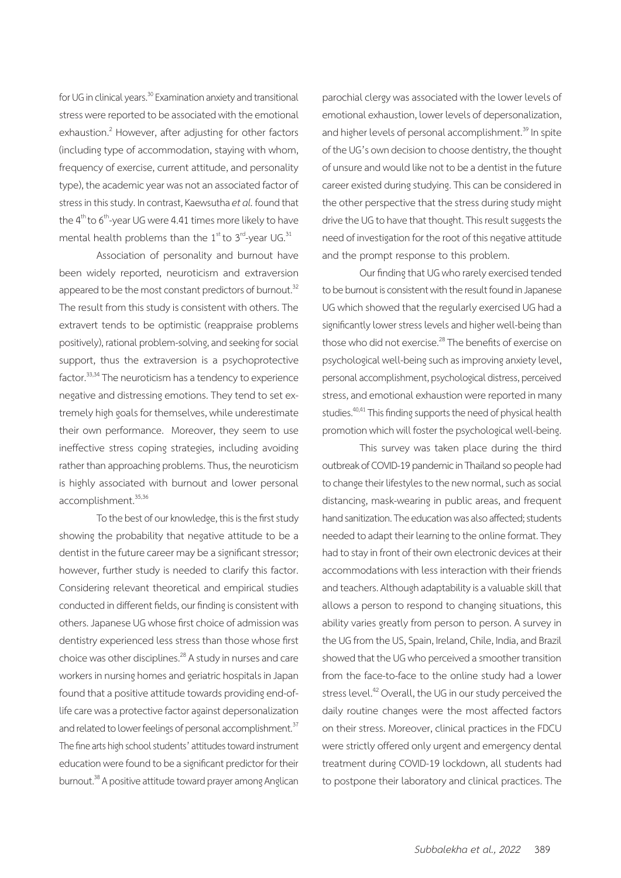for UG in clinical years.[30] Examination anxiety and transitional stress were reported to be associated with the emotional exhaustion.[2] However, after adjusting for other factors (including type of accommodation, staying with whom, frequency of exercise, current attitude, and personality type), the academic year was not an associated factor of stress in this study. In contrast, Kaewsutha *et al.* found that the 4th to 6th-year UG were 4.41 times more likely to have mental health problems than the 1st to 3rd-year UG.[31]

Association of personality and burnout have been widely reported, neuroticism and extraversion appeared to be the most constant predictors of burnout.[32] The result from this study is consistent with others. The extravert tends to be optimistic (reappraise problems positively), rational problem-solving, and seeking for social support, thus the extraversion is a psychoprotective factor.[33,34] The neuroticism has a tendency to experience negative and distressing emotions. They tend to set extremely high goals for themselves, while underestimate their own performance. Moreover, they seem to use ineffective stress coping strategies, including avoiding rather than approaching problems. Thus, the neuroticism is highly associated with burnout and lower personal accomplishment.[35,36]

To the best of our knowledge, this is the first study showing the probability that negative attitude to be a dentist in the future career may be a significant stressor; however, further study is needed to clarify this factor. Considering relevant theoretical and empirical studies conducted in different fields, our finding is consistent with others. Japanese UG whose first choice of admission was dentistry experienced less stress than those whose first choice was other disciplines.[28] A study in nurses and care workers in nursing homes and geriatric hospitals in Japan found that a positive attitude towards providing end-of-life care was a protective factor against depersonalization and related to lower feelings of personal accomplishment.[37] The fine arts high school students' attitudes toward instrument education were found to be a significant predictor for their burnout.[38] A positive attitude toward prayer among Anglican parochial clergy was associated with the lower levels of emotional exhaustion, lower levels of depersonalization, and higher levels of personal accomplishment.[39] In spite of the UG's own decision to choose dentistry, the thought of unsure and would like not to be a dentist in the future career existed during studying. This can be considered in the other perspective that the stress during study might drive the UG to have that thought. This result suggests the need of investigation for the root of this negative attitude and the prompt response to this problem.

Our finding that UG who rarely exercised tended to be burnout is consistent with the result found in Japanese UG which showed that the regularly exercised UG had a significantly lower stress levels and higher well-being than those who did not exercise.[28] The benefits of exercise on psychological well-being such as improving anxiety level, personal accomplishment, psychological distress, perceived stress, and emotional exhaustion were reported in many studies.[40,41] This finding supports the need of physical health promotion which will foster the psychological well-being.

This survey was taken place during the third outbreak of COVID-19 pandemic in Thailand so people had to change their lifestyles to the new normal, such as social distancing, mask-wearing in public areas, and frequent hand sanitization. The education was also affected; students needed to adapt their learning to the online format. They had to stay in front of their own electronic devices at their accommodations with less interaction with their friends and teachers. Although adaptability is a valuable skill that allows a person to respond to changing situations, this ability varies greatly from person to person. A survey in the UG from the US, Spain, Ireland, Chile, India, and Brazil showed that the UG who perceived a smoother transition from the face-to-face to the online study had a lower stress level.[42] Overall, the UG in our study perceived the daily routine changes were the most affected factors on their stress. Moreover, clinical practices in the FDCU were strictly offered only urgent and emergency dental treatment during COVID-19 lockdown, all students had to postpone their laboratory and clinical practices. The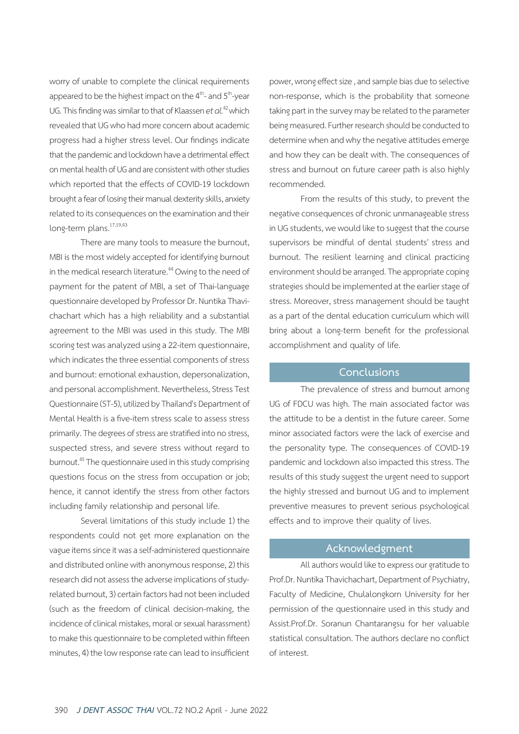worry of unable to complete the clinical requirements appeared to be the highest impact on the 4$^{th}$- and 5$^{th}$-year UG. This finding was similar to that of Klaassen *et al.*[42] which revealed that UG who had more concern about academic progress had a higher stress level. Our findings indicate that the pandemic and lockdown have a detrimental effect on mental health of UG and are consistent with other studies which reported that the effects of COVID-19 lockdown brought a fear of losing their manual dexterity skills, anxiety related to its consequences on the examination and their long-term plans.[17,19,43]

There are many tools to measure the burnout, MBI is the most widely accepted for identifying burnout in the medical research literature.[44] Owing to the need of payment for the patent of MBI, a set of Thai-language questionnaire developed by Professor Dr. Nuntika Thavichachart which has a high reliability and a substantial agreement to the MBI was used in this study. The MBI scoring test was analyzed using a 22-item questionnaire, which indicates the three essential components of stress and burnout: emotional exhaustion, depersonalization, and personal accomplishment. Nevertheless, Stress Test Questionnaire (ST-5), utilized by Thailand's Department of Mental Health is a five-item stress scale to assess stress primarily. The degrees of stress are stratified into no stress, suspected stress, and severe stress without regard to burnout.[45] The questionnaire used in this study comprising questions focus on the stress from occupation or job; hence, it cannot identify the stress from other factors including family relationship and personal life.

Several limitations of this study include 1) the respondents could not get more explanation on the vague items since it was a self-administered questionnaire and distributed online with anonymous response, 2) this research did not assess the adverse implications of study-related burnout, 3) certain factors had not been included (such as the freedom of clinical decision-making, the incidence of clinical mistakes, moral or sexual harassment) to make this questionnaire to be completed within fifteen minutes, 4) the low response rate can lead to insufficient power, wrong effect size , and sample bias due to selective non-response, which is the probability that someone taking part in the survey may be related to the parameter being measured. Further research should be conducted to determine when and why the negative attitudes emerge and how they can be dealt with. The consequences of stress and burnout on future career path is also highly recommended.

From the results of this study, to prevent the negative consequences of chronic unmanageable stress in UG students, we would like to suggest that the course supervisors be mindful of dental students' stress and burnout. The resilient learning and clinical practicing environment should be arranged. The appropriate coping strategies should be implemented at the earlier stage of stress. Moreover, stress management should be taught as a part of the dental education curriculum which will bring about a long-term benefit for the professional accomplishment and quality of life.

## Conclusions

The prevalence of stress and burnout among UG of FDCU was high. The main associated factor was the attitude to be a dentist in the future career. Some minor associated factors were the lack of exercise and the personality type. The consequences of COVID-19 pandemic and lockdown also impacted this stress. The results of this study suggest the urgent need to support the highly stressed and burnout UG and to implement preventive measures to prevent serious psychological effects and to improve their quality of lives.

## Acknowledgment

All authors would like to express our gratitude to Prof.Dr. Nuntika Thavichachart, Department of Psychiatry, Faculty of Medicine, Chulalongkorn University for her permission of the questionnaire used in this study and Assist.Prof.Dr. Soranun Chantarangsu for her valuable statistical consultation. The authors declare no conflict of interest.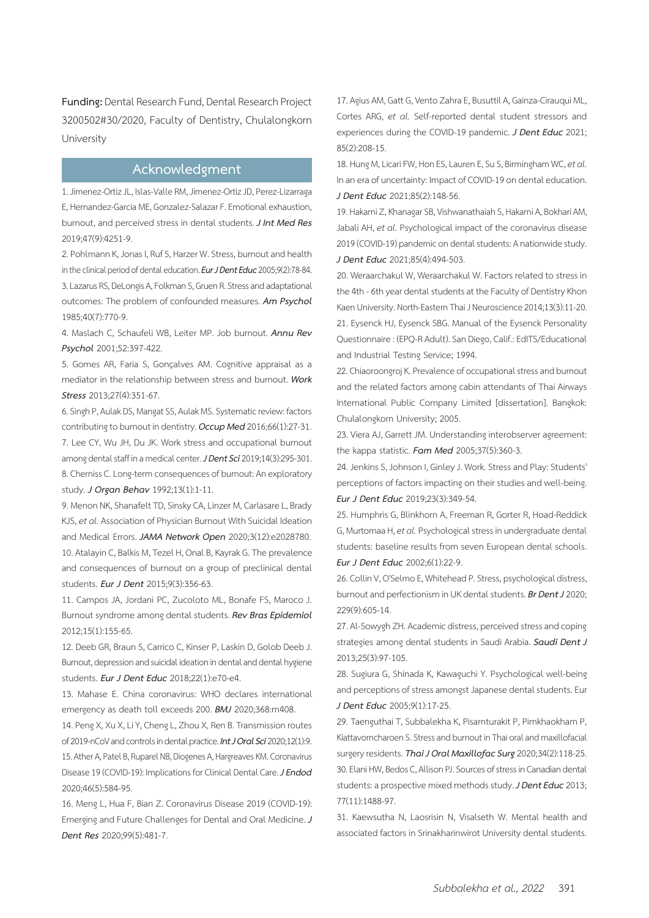**Funding:** Dental Research Fund, Dental Research Project 3200502#30/2020, Faculty of Dentistry, Chulalongkorn University

## Acknowledgment

1. Jimenez-Ortiz JL, Islas-Valle RM, Jimenez-Ortiz JD, Perez-Lizarraga E, Hernandez-Garcia ME, Gonzalez-Salazar F. Emotional exhaustion, burnout, and perceived stress in dental students. ***J Int Med Res*** 2019;47(9):4251-9.

2. Pohlmann K, Jonas I, Ruf S, Harzer W. Stress, burnout and health in the clinical period of dental education. ***Eur J Dent Educ*** 2005;9(2):78-84.

3. Lazarus RS, DeLongis A, Folkman S, Gruen R. Stress and adaptational outcomes: The problem of confounded measures. ***Am Psychol*** 1985;40(7):770-9.

4. Maslach C, Schaufeli WB, Leiter MP. Job burnout. ***Annu Rev Psychol*** 2001;52:397-422.

5. Gomes AR, Faria S, Gonçalves AM. Cognitive appraisal as a mediator in the relationship between stress and burnout. ***Work Stress*** 2013;27(4):351-67.

6. Singh P, Aulak DS, Mangat SS, Aulak MS. Systematic review: factors contributing to burnout in dentistry. ***Occup Med*** 2016;66(1):27-31.

7. Lee CY, Wu JH, Du JK. Work stress and occupational burnout among dental staff in a medical center. ***J Dent Sci*** 2019;14(3):295-301.

8. Cherniss C. Long-term consequences of burnout: An exploratory study. ***J Organ Behav*** 1992;13(1):1-11.

9. Menon NK, Shanafelt TD, Sinsky CA, Linzer M, Carlasare L, Brady KJS, *et al.* Association of Physician Burnout With Suicidal Ideation and Medical Errors. ***JAMA Network Open*** 2020;3(12):e2028780.

10. Atalayin C, Balkis M, Tezel H, Onal B, Kayrak G. The prevalence and consequences of burnout on a group of preclinical dental students. ***Eur J Dent*** 2015;9(3):356-63.

11. Campos JA, Jordani PC, Zucoloto ML, Bonafe FS, Maroco J. Burnout syndrome among dental students. ***Rev Bras Epidemiol*** 2012;15(1):155-65.

12. Deeb GR, Braun S, Carrico C, Kinser P, Laskin D, Golob Deeb J. Burnout, depression and suicidal ideation in dental and dental hygiene students. ***Eur J Dent Educ*** 2018;22(1):e70-e4.

13. Mahase E. China coronavirus: WHO declares international emergency as death toll exceeds 200. ***BMJ*** 2020;368:m408.

14. Peng X, Xu X, Li Y, Cheng L, Zhou X, Ren B. Transmission routes of 2019-nCoV and controls in dental practice. ***Int J Oral Sci*** 2020;12(1):9.

15. Ather A, Patel B, Ruparel NB, Diogenes A, Hargreaves KM. Coronavirus Disease 19 (COVID-19): Implications for Clinical Dental Care. ***J Endod*** 2020;46(5):584-95.

16. Meng L, Hua F, Bian Z. Coronavirus Disease 2019 (COVID-19): Emerging and Future Challenges for Dental and Oral Medicine. ***J Dent Res*** 2020;99(5):481-7.

17. Agius AM, Gatt G, Vento Zahra E, Busuttil A, Gainza-Cirauqui ML, Cortes ARG, *et al.* Self-reported dental student stressors and experiences during the COVID-19 pandemic. ***J Dent Educ*** 2021; 85(2):208-15.

18. Hung M, Licari FW, Hon ES, Lauren E, Su S, Birmingham WC, *et al.* In an era of uncertainty: Impact of COVID-19 on dental education. ***J Dent Educ*** 2021;85(2):148-56.

19. Hakami Z, Khanagar SB, Vishwanathaiah S, Hakami A, Bokhari AM, Jabali AH, *et al.* Psychological impact of the coronavirus disease 2019 (COVID-19) pandemic on dental students: A nationwide study. ***J Dent Educ*** 2021;85(4):494-503.

20. Weraarchakul W, Weraarchakul W. Factors related to stress in the 4th - 6th year dental students at the Faculty of Dentistry Khon Kaen University. North-Eastern Thai J Neuroscience 2014;13(3):11-20.

21. Eysenck HJ, Eysenck SBG. Manual of the Eysenck Personality Questionnaire : (EPQ-R Adult). San Diego, Calif.: EdITS/Educational and Industrial Testing Service; 1994.

22. Chiaoroongroj K. Prevalence of occupational stress and burnout and the related factors among cabin attendants of Thai Airways International Public Company Limited [dissertation]. Bangkok: Chulalongkorn University; 2005.

23. Viera AJ, Garrett JM. Understanding interobserver agreement: the kappa statistic. ***Fam Med*** 2005;37(5):360-3.

24. Jenkins S, Johnson I, Ginley J. Work. Stress and Play: Students' perceptions of factors impacting on their studies and well-being. ***Eur J Dent Educ*** 2019;23(3):349-54.

25. Humphris G, Blinkhorn A, Freeman R, Gorter R, Hoad-Reddick G, Murtomaa H, *et al.* Psychological stress in undergraduate dental students: baseline results from seven European dental schools. ***Eur J Dent Educ*** 2002;6(1):22-9.

26. Collin V, O'Selmo E, Whitehead P. Stress, psychological distress, burnout and perfectionism in UK dental students. ***Br Dent J*** 2020; 229(9):605-14.

27. Al-Sowygh ZH. Academic distress, perceived stress and coping strategies among dental students in Saudi Arabia. ***Saudi Dent J*** 2013;25(3):97-105.

28. Sugiura G, Shinada K, Kawaguchi Y. Psychological well-being and perceptions of stress amongst Japanese dental students. Eur ***J Dent Educ*** 2005;9(1):17-25.

29. Taengupthai T, Subbalekha K, Pisarnturakit P, Pimkhaokham P, Kiattavorncharoen S. Stress and burnout in Thai oral and maxillofacial surgery residents. ***Thai J Oral Maxillofac Surg*** 2020;34(2):118-25.

30. Elani HW, Bedos C, Allison PJ. Sources of stress in Canadian dental students: a prospective mixed methods study. ***J Dent Educ*** 2013; 77(11):1488-97.

31. Kaewsutha N, Laosrisin N, Visalseth W. Mental health and associated factors in Srinakharinwirot University dental students.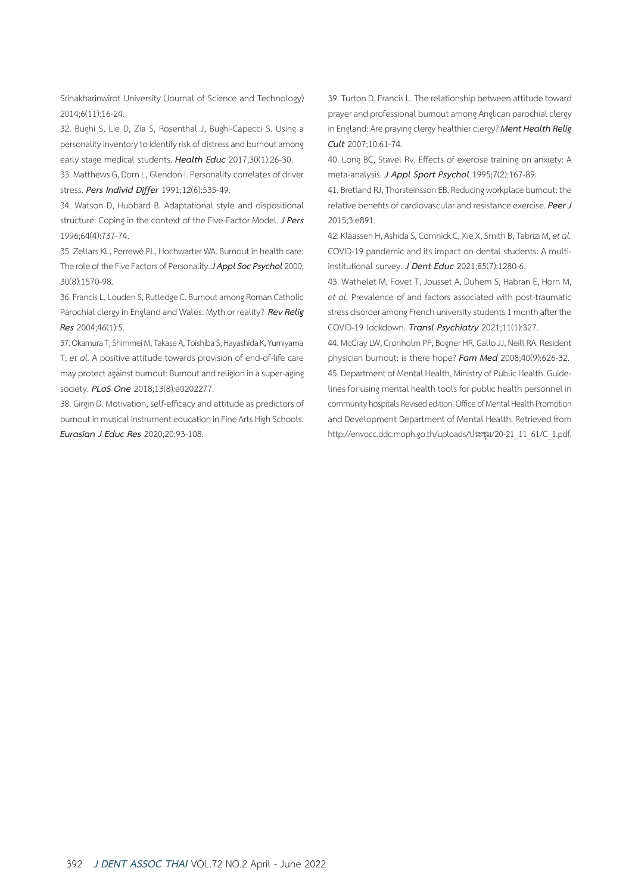Srinakharinwirot University (Journal of Science and Technology) 2014;6(11):16-24.

32. Bughi S, Lie D, Zia S, Rosenthal J, Bughi-Capecci S. Using a personality inventory to identify risk of distress and burnout among early stage medical students. ***Health Educ*** 2017;30(1):26-30.

33. Matthews G, Dorn L, Glendon I. Personality correlates of driver stress. ***Pers Individ Differ*** 1991;12(6):535-49.

34. Watson D, Hubbard B. Adaptational style and dispositional structure: Coping in the context of the Five-Factor Model. ***J Pers*** 1996;64(4):737-74.

35. Zellars KL, Perrewé PL, Hochwarter WA. Burnout in health care: The role of the Five Factors of Personality. ***J Appl Soc Psychol*** 2000;30(8):1570-98.

36. Francis L, Louden S, Rutledge C. Burnout among Roman Catholic Parochial clergy in England and Wales: Myth or reality? ***Rev Relig Res*** 2004;46(1):5.

37. Okamura T, Shimmei M, Takase A, Toishiba S, Hayashida K, Yumiyama T, *et al.* A positive attitude towards provision of end-of-life care may protect against burnout: Burnout and religion in a super-aging society. ***PLoS One*** 2018;13(8):e0202277.

38. Girgin D. Motivation, self-efficacy and attitude as predictors of burnout in musical instrument education in Fine Arts High Schools. ***Eurasian J Educ Res*** 2020;20:93-108.

39. Turton D, Francis L. The relationship between attitude toward prayer and professional burnout among Anglican parochial clergy in England: Are praying clergy healthier clergy? ***Ment Health Relig Cult*** 2007;10:61-74.

40. Long BC, Stavel Rv. Effects of exercise training on anxiety: A meta-analysis. ***J Appl Sport Psychol*** 1995;7(2):167-89.

41. Bretland RJ, Thorsteinsson EB. Reducing workplace burnout: the relative benefits of cardiovascular and resistance exercise. ***Peer J*** 2015;3:e891.

42. Klaassen H, Ashida S, Comnick C, Xie X, Smith B, Tabrizi M, *et al.* COVID-19 pandemic and its impact on dental students: A multi-institutional survey. ***J Dent Educ*** 2021;85(7):1280-6.

43. Wathelet M, Fovet T, Jousset A, Duhem S, Habran E, Horn M, *et al.* Prevalence of and factors associated with post-traumatic stress disorder among French university students 1 month after the COVID-19 lockdown. ***Transl Psychiatry*** 2021;11(1):327.

44. McCray LW, Cronholm PF, Bogner HR, Gallo JJ, Neill RA. Resident physician burnout: is there hope? ***Fam Med*** 2008;40(9):626-32.

45. Department of Mental Health, Ministry of Public Health. Guidelines for using mental health tools for public health personnel in community hospitals Revised edition. Office of Mental Health Promotion and Development Department of Mental Health. Retrieved from http://envocc.ddc.moph.go.th/uploads/ประชุม/20-21_11_61/C_1.pdf.